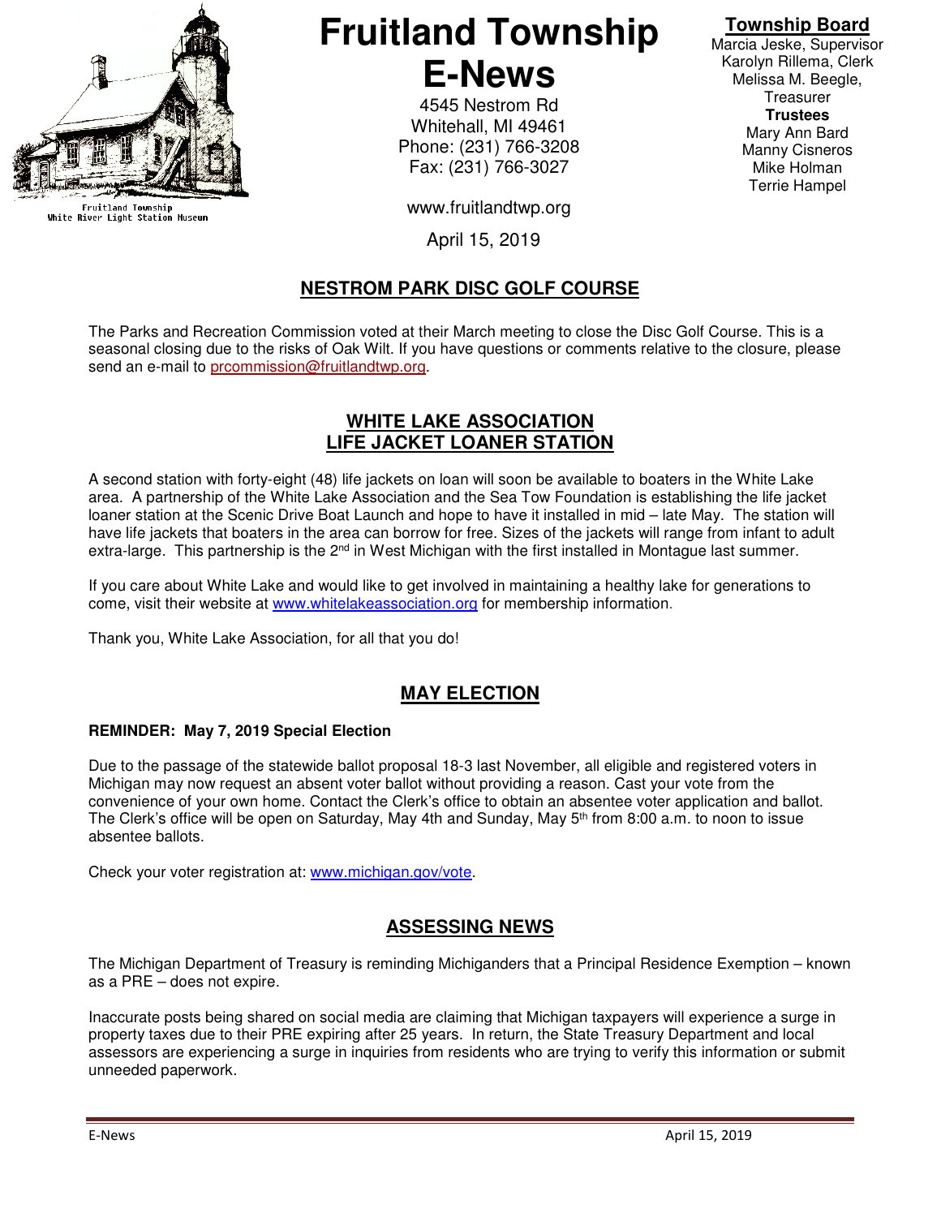Fruitland Township
White River Light Station Museum

# Fruitland Township E-News

4545 Nestrom Rd
Whitehall, MI 49461
Phone: (231) 766-3208
Fax: (231) 766-3027

www.fruitlandtwp.org

April 15, 2019

**Township Board**
Marcia Jeske, Supervisor
Karolyn Rillema, Clerk
Melissa M. Beegle, Treasurer

**Trustees**
Mary Ann Bard
Manny Cisneros
Mike Holman
Terrie Hampel

## NESTROM PARK DISC GOLF COURSE

The Parks and Recreation Commission voted at their March meeting to close the Disc Golf Course. This is a seasonal closing due to the risks of Oak Wilt. If you have questions or comments relative to the closure, please send an e-mail to prcommission@fruitlandtwp.org.

## WHITE LAKE ASSOCIATION LIFE JACKET LOANER STATION

A second station with forty-eight (48) life jackets on loan will soon be available to boaters in the White Lake area. A partnership of the White Lake Association and the Sea Tow Foundation is establishing the life jacket loaner station at the Scenic Drive Boat Launch and hope to have it installed in mid – late May. The station will have life jackets that boaters in the area can borrow for free. Sizes of the jackets will range from infant to adult extra-large. This partnership is the 2nd in West Michigan with the first installed in Montague last summer.

If you care about White Lake and would like to get involved in maintaining a healthy lake for generations to come, visit their website at www.whitelakeassociation.org for membership information.

Thank you, White Lake Association, for all that you do!

## MAY ELECTION

**REMINDER: May 7, 2019 Special Election**

Due to the passage of the statewide ballot proposal 18-3 last November, all eligible and registered voters in Michigan may now request an absent voter ballot without providing a reason. Cast your vote from the convenience of your own home. Contact the Clerk's office to obtain an absentee voter application and ballot. The Clerk's office will be open on Saturday, May 4th and Sunday, May 5th from 8:00 a.m. to noon to issue absentee ballots.

Check your voter registration at: www.michigan.gov/vote.

## ASSESSING NEWS

The Michigan Department of Treasury is reminding Michiganders that a Principal Residence Exemption – known as a PRE – does not expire.

Inaccurate posts being shared on social media are claiming that Michigan taxpayers will experience a surge in property taxes due to their PRE expiring after 25 years. In return, the State Treasury Department and local assessors are experiencing a surge in inquiries from residents who are trying to verify this information or submit unneeded paperwork.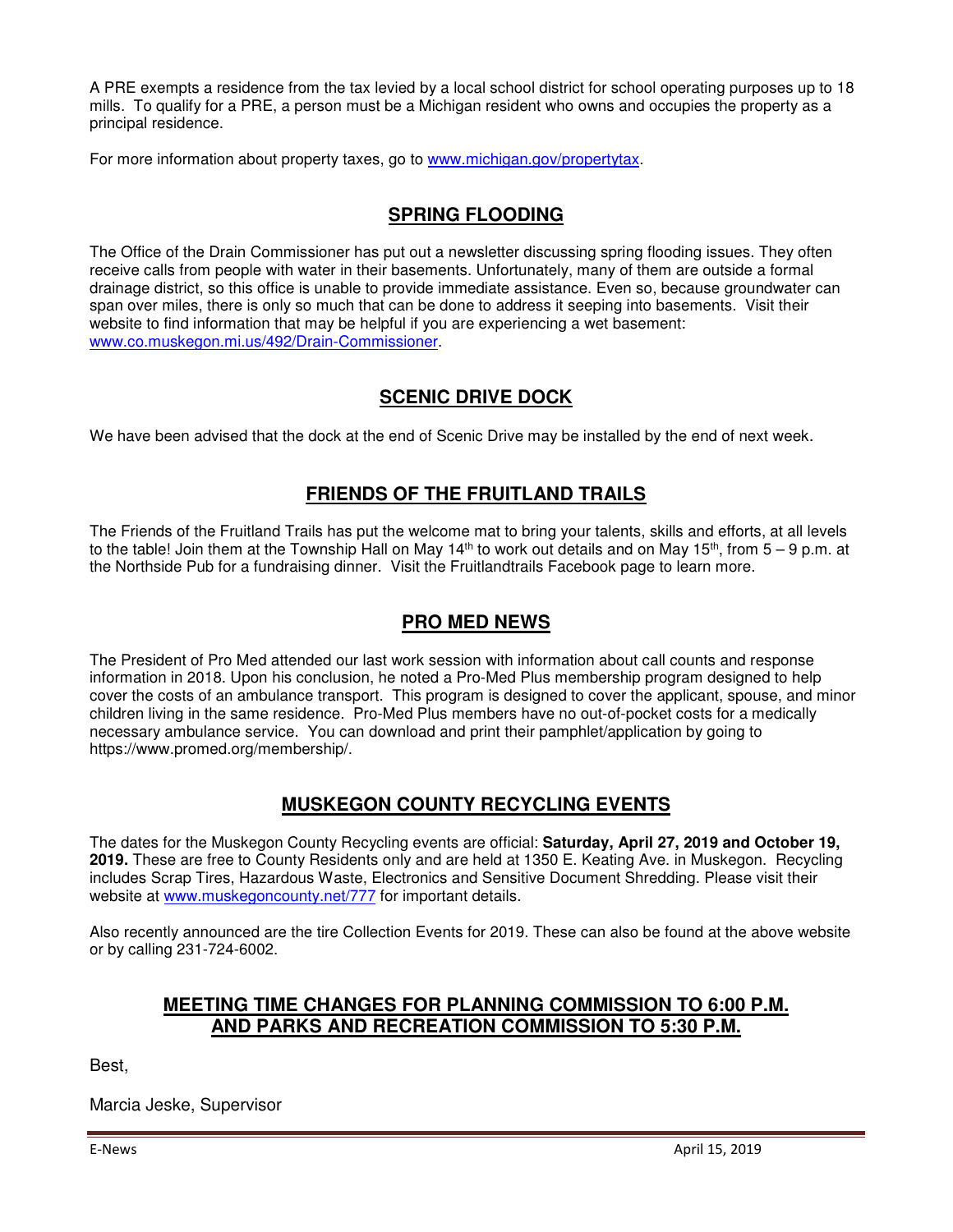A PRE exempts a residence from the tax levied by a local school district for school operating purposes up to 18 mills. To qualify for a PRE, a person must be a Michigan resident who owns and occupies the property as a principal residence.

For more information about property taxes, go to www.michigan.gov/propertytax.

## SPRING FLOODING

The Office of the Drain Commissioner has put out a newsletter discussing spring flooding issues. They often receive calls from people with water in their basements. Unfortunately, many of them are outside a formal drainage district, so this office is unable to provide immediate assistance. Even so, because groundwater can span over miles, there is only so much that can be done to address it seeping into basements. Visit their website to find information that may be helpful if you are experiencing a wet basement: www.co.muskegon.mi.us/492/Drain-Commissioner.

## SCENIC DRIVE DOCK

We have been advised that the dock at the end of Scenic Drive may be installed by the end of next week.

## FRIENDS OF THE FRUITLAND TRAILS

The Friends of the Fruitland Trails has put the welcome mat to bring your talents, skills and efforts, at all levels to the table! Join them at the Township Hall on May 14th to work out details and on May 15th, from 5 – 9 p.m. at the Northside Pub for a fundraising dinner. Visit the Fruitlandtrails Facebook page to learn more.

## PRO MED NEWS

The President of Pro Med attended our last work session with information about call counts and response information in 2018. Upon his conclusion, he noted a Pro-Med Plus membership program designed to help cover the costs of an ambulance transport. This program is designed to cover the applicant, spouse, and minor children living in the same residence. Pro-Med Plus members have no out-of-pocket costs for a medically necessary ambulance service. You can download and print their pamphlet/application by going to https://www.promed.org/membership/.

## MUSKEGON COUNTY RECYCLING EVENTS

The dates for the Muskegon County Recycling events are official: **Saturday, April 27, 2019 and October 19, 2019.** These are free to County Residents only and are held at 1350 E. Keating Ave. in Muskegon. Recycling includes Scrap Tires, Hazardous Waste, Electronics and Sensitive Document Shredding. Please visit their website at www.muskegoncounty.net/777 for important details.

Also recently announced are the tire Collection Events for 2019. These can also be found at the above website or by calling 231-724-6002.

## MEETING TIME CHANGES FOR PLANNING COMMISSION TO 6:00 P.M. AND PARKS AND RECREATION COMMISSION TO 5:30 P.M.

Best,

Marcia Jeske, Supervisor